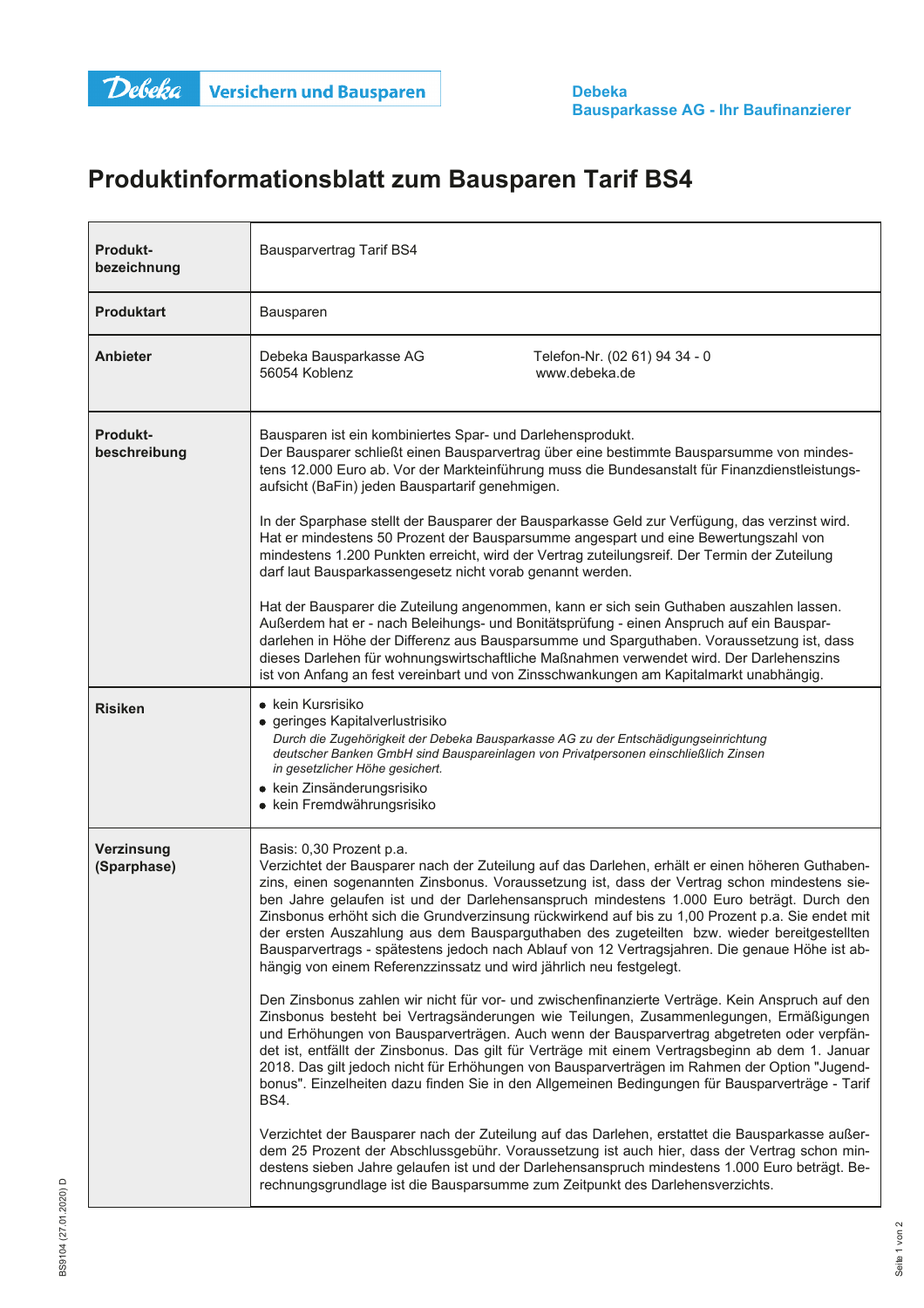Debeka Versichern und Bausparen

Debeka
Bausparkasse AG - Ihr Baufinanzierer

# Produktinformationsblatt zum Bausparen Tarif BS4

| | |
|---|---|
| **Produkt­bezeichnung** | Bausparvertrag Tarif BS4 |
| **Produktart** | Bausparen |
| **Anbieter** | Debeka Bausparkasse AG<br>56054 Koblenz<br>Telefon-Nr. (02 61) 94 34 - 0<br>www.debeka.de |
| **Produkt­beschreibung** | Bausparen ist ein kombiniertes Spar- und Darlehensprodukt.<br>Der Bausparer schließt einen Bausparvertrag über eine bestimmte Bausparsumme von mindestens 12.000 Euro ab. Vor der Markteinführung muss die Bundesanstalt für Finanzdienstleistungsaufsicht (BaFin) jeden Bauspartarif genehmigen.<br><br>In der Sparphase stellt der Bausparer der Bausparkasse Geld zur Verfügung, das verzinst wird. Hat er mindestens 50 Prozent der Bausparsumme angespart und eine Bewertungszahl von mindestens 1.200 Punkten erreicht, wird der Vertrag zuteilungsreif. Der Termin der Zuteilung darf laut Bausparkassengesetz nicht vorab genannt werden.<br><br>Hat der Bausparer die Zuteilung angenommen, kann er sich sein Guthaben auszahlen lassen. Außerdem hat er - nach Beleihungs- und Bonitätsprüfung - einen Anspruch auf ein Bauspardarlehen in Höhe der Differenz aus Bausparsumme und Sparguthaben. Voraussetzung ist, dass dieses Darlehen für wohnungswirtschaftliche Maßnahmen verwendet wird. Der Darlehenszins ist von Anfang an fest vereinbart und von Zinsschwankungen am Kapitalmarkt unabhängig. |
| **Risiken** | • kein Kursrisiko<br>• geringes Kapitalverlustrisiko<br>*Durch die Zugehörigkeit der Debeka Bausparkasse AG zu der Entschädigungseinrichtung deutscher Banken GmbH sind Bauspareinlagen von Privatpersonen einschließlich Zinsen in gesetzlicher Höhe gesichert.*<br>• kein Zinsänderungsrisiko<br>• kein Fremdwährungsrisiko |
| **Verzinsung (Sparphase)** | Basis: 0,30 Prozent p.a.<br>Verzichtet der Bausparer nach der Zuteilung auf das Darlehen, erhält er einen höheren Guthabenzins, einen sogenannten Zinsbonus. Voraussetzung ist, dass der Vertrag schon mindestens sieben Jahre gelaufen ist und der Darlehensanspruch mindestens 1.000 Euro beträgt. Durch den Zinsbonus erhöht sich die Grundverzinsung rückwirkend auf bis zu 1,00 Prozent p.a. Sie endet mit der ersten Auszahlung aus dem Bausparguthaben des zugeteilten bzw. wieder bereitgestellten Bausparvertrags - spätestens jedoch nach Ablauf von 12 Vertragsjahren. Die genaue Höhe ist abhängig von einem Referenzzinssatz und wird jährlich neu festgelegt.<br><br>Den Zinsbonus zahlen wir nicht für vor- und zwischenfinanzierte Verträge. Kein Anspruch auf den Zinsbonus besteht bei Vertragsänderungen wie Teilungen, Zusammenlegungen, Ermäßigungen und Erhöhungen von Bausparverträgen. Auch wenn der Bausparvertrag abgetreten oder verpfändet ist, entfällt der Zinsbonus. Das gilt für Verträge mit einem Vertragsbeginn ab dem 1. Januar 2018. Das gilt jedoch nicht für Erhöhungen von Bausparverträgen im Rahmen der Option "Jugendbonus". Einzelheiten dazu finden Sie in den Allgemeinen Bedingungen für Bausparverträge - Tarif BS4.<br><br>Verzichtet der Bausparer nach der Zuteilung auf das Darlehen, erstattet die Bausparkasse außerdem 25 Prozent der Abschlussgebühr. Voraussetzung ist auch hier, dass der Vertrag schon mindestens sieben Jahre gelaufen ist und der Darlehensanspruch mindestens 1.000 Euro beträgt. Berechnungsgrundlage ist die Bausparsumme zum Zeitpunkt des Darlehensverzichts. |

BS9104 (27.01.2020) D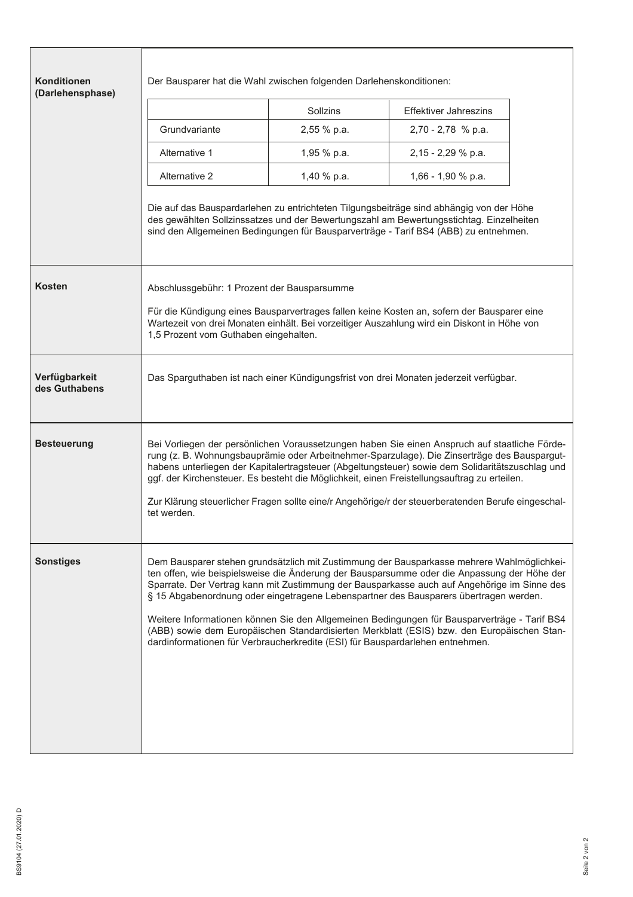## Konditionen (Darlehensphase)

Der Bausparer hat die Wahl zwischen folgenden Darlehenskonditionen:

| | Sollzins | Effektiver Jahreszins |
|---|---|---|
| Grundvariante | 2,55 % p.a. | 2,70 - 2,78 % p.a. |
| Alternative 1 | 1,95 % p.a. | 2,15 - 2,29 % p.a. |
| Alternative 2 | 1,40 % p.a. | 1,66 - 1,90 % p.a. |

Die auf das Bauspardarlehen zu entrichteten Tilgungsbeiträge sind abhängig von der Höhe des gewählten Sollzinssatzes und der Bewertungszahl am Bewertungsstichtag. Einzelheiten sind den Allgemeinen Bedingungen für Bausparverträge - Tarif BS4 (ABB) zu entnehmen.

## Kosten

Abschlussgebühr: 1 Prozent der Bausparsumme

Für die Kündigung eines Bausparvertrages fallen keine Kosten an, sofern der Bausparer eine Wartezeit von drei Monaten einhält. Bei vorzeitiger Auszahlung wird ein Diskont in Höhe von 1,5 Prozent vom Guthaben eingehalten.

## Verfügbarkeit des Guthabens

Das Sparguthaben ist nach einer Kündigungsfrist von drei Monaten jederzeit verfügbar.

## Besteuerung

Bei Vorliegen der persönlichen Voraussetzungen haben Sie einen Anspruch auf staatliche Förderung (z. B. Wohnungsbauprämie oder Arbeitnehmer-Sparzulage). Die Zinserträge des Bausparguthabens unterliegen der Kapitalertragsteuer (Abgeltungsteuer) sowie dem Solidaritätszuschlag und ggf. der Kirchensteuer. Es besteht die Möglichkeit, einen Freistellungsauftrag zu erteilen.

Zur Klärung steuerlicher Fragen sollte eine/r Angehörige/r der steuerberatenden Berufe eingeschaltet werden.

## Sonstiges

Dem Bausparer stehen grundsätzlich mit Zustimmung der Bausparkasse mehrere Wahlmöglichkeiten offen, wie beispielsweise die Änderung der Bausparsumme oder die Anpassung der Höhe der Sparrate. Der Vertrag kann mit Zustimmung der Bausparkasse auch auf Angehörige im Sinne des § 15 Abgabenordnung oder eingetragene Lebenspartner des Bausparers übertragen werden.

Weitere Informationen können Sie den Allgemeinen Bedingungen für Bausparverträge - Tarif BS4 (ABB) sowie dem Europäischen Standardisierten Merkblatt (ESIS) bzw. den Europäischen Standardinformationen für Verbraucherkredite (ESI) für Bauspardarlehen entnehmen.

BS9104 (27.01.2020) D